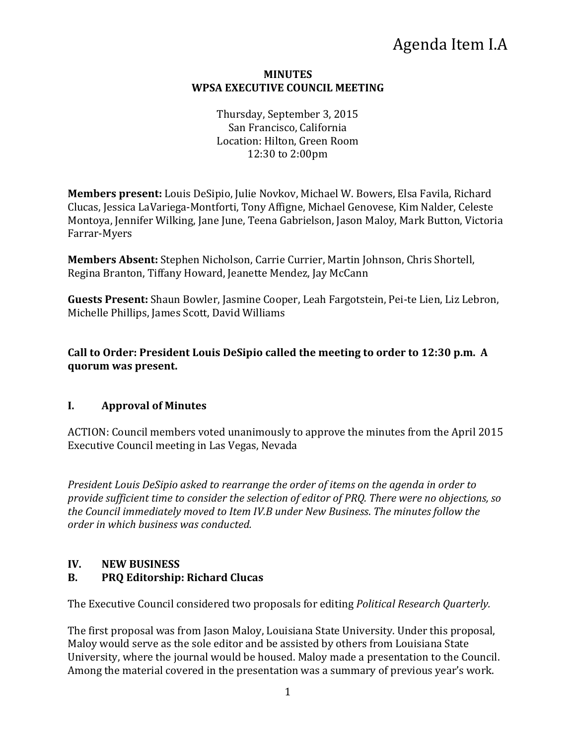Agenda Item I.A

**MINUTES**
**WPSA EXECUTIVE COUNCIL MEETING**

Thursday, September 3, 2015
San Francisco, California
Location: Hilton, Green Room
12:30 to 2:00pm

**Members present:** Louis DeSipio, Julie Novkov, Michael W. Bowers, Elsa Favila, Richard Clucas, Jessica LaVariega-Montforti, Tony Affigne, Michael Genovese, Kim Nalder, Celeste Montoya, Jennifer Wilking, Jane June, Teena Gabrielson, Jason Maloy, Mark Button, Victoria Farrar-Myers

**Members Absent:** Stephen Nicholson, Carrie Currier, Martin Johnson, Chris Shortell, Regina Branton, Tiffany Howard, Jeanette Mendez, Jay McCann

**Guests Present:** Shaun Bowler, Jasmine Cooper, Leah Fargotstein, Pei-te Lien, Liz Lebron, Michelle Phillips, James Scott, David Williams

**Call to Order: President Louis DeSipio called the meeting to order to 12:30 p.m. A quorum was present.**

## I. Approval of Minutes

ACTION: Council members voted unanimously to approve the minutes from the April 2015 Executive Council meeting in Las Vegas, Nevada

*President Louis DeSipio asked to rearrange the order of items on the agenda in order to provide sufficient time to consider the selection of editor of PRQ. There were no objections, so the Council immediately moved to Item IV.B under New Business. The minutes follow the order in which business was conducted.*

## IV. NEW BUSINESS

### B. PRQ Editorship: Richard Clucas

The Executive Council considered two proposals for editing *Political Research Quarterly.*

The first proposal was from Jason Maloy, Louisiana State University. Under this proposal, Maloy would serve as the sole editor and be assisted by others from Louisiana State University, where the journal would be housed. Maloy made a presentation to the Council. Among the material covered in the presentation was a summary of previous year's work.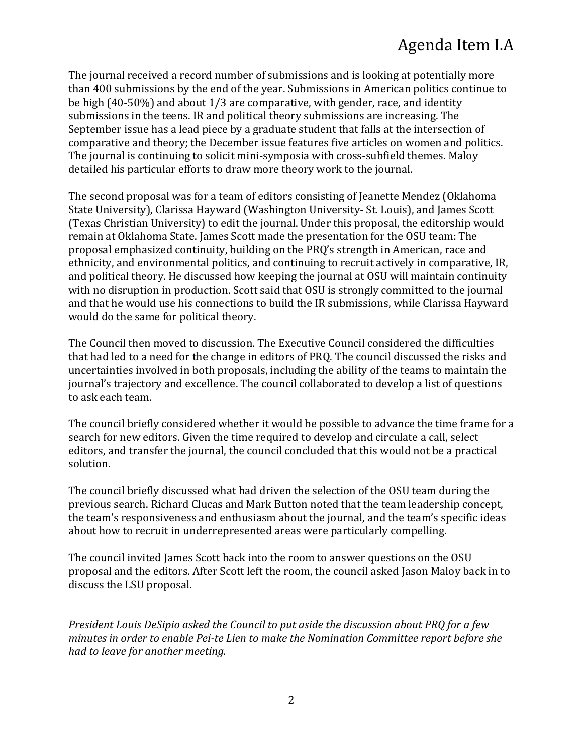The journal received a record number of submissions and is looking at potentially more than 400 submissions by the end of the year. Submissions in American politics continue to be high (40-50%) and about 1/3 are comparative, with gender, race, and identity submissions in the teens. IR and political theory submissions are increasing. The September issue has a lead piece by a graduate student that falls at the intersection of comparative and theory; the December issue features five articles on women and politics. The journal is continuing to solicit mini-symposia with cross-subfield themes. Maloy detailed his particular efforts to draw more theory work to the journal.

The second proposal was for a team of editors consisting of Jeanette Mendez (Oklahoma State University), Clarissa Hayward (Washington University- St. Louis), and James Scott (Texas Christian University) to edit the journal. Under this proposal, the editorship would remain at Oklahoma State. James Scott made the presentation for the OSU team: The proposal emphasized continuity, building on the PRQ's strength in American, race and ethnicity, and environmental politics, and continuing to recruit actively in comparative, IR, and political theory. He discussed how keeping the journal at OSU will maintain continuity with no disruption in production. Scott said that OSU is strongly committed to the journal and that he would use his connections to build the IR submissions, while Clarissa Hayward would do the same for political theory.

The Council then moved to discussion. The Executive Council considered the difficulties that had led to a need for the change in editors of PRQ. The council discussed the risks and uncertainties involved in both proposals, including the ability of the teams to maintain the journal's trajectory and excellence. The council collaborated to develop a list of questions to ask each team.

The council briefly considered whether it would be possible to advance the time frame for a search for new editors. Given the time required to develop and circulate a call, select editors, and transfer the journal, the council concluded that this would not be a practical solution.

The council briefly discussed what had driven the selection of the OSU team during the previous search. Richard Clucas and Mark Button noted that the team leadership concept, the team's responsiveness and enthusiasm about the journal, and the team's specific ideas about how to recruit in underrepresented areas were particularly compelling.

The council invited James Scott back into the room to answer questions on the OSU proposal and the editors. After Scott left the room, the council asked Jason Maloy back in to discuss the LSU proposal.

*President Louis DeSipio asked the Council to put aside the discussion about PRQ for a few minutes in order to enable Pei-te Lien to make the Nomination Committee report before she had to leave for another meeting.*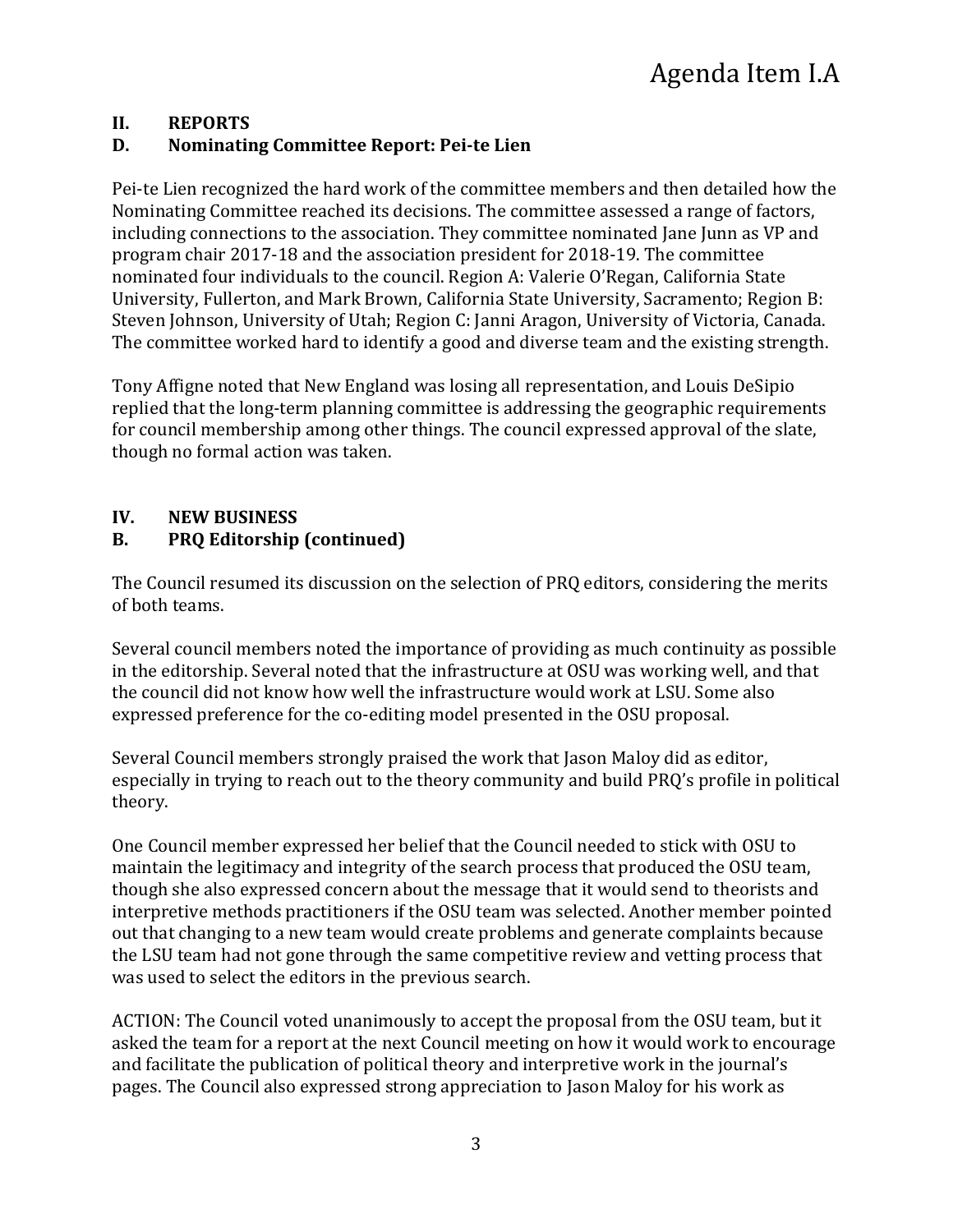## II. REPORTS

### D. Nominating Committee Report: Pei-te Lien

Pei-te Lien recognized the hard work of the committee members and then detailed how the Nominating Committee reached its decisions. The committee assessed a range of factors, including connections to the association. They committee nominated Jane Junn as VP and program chair 2017-18 and the association president for 2018-19. The committee nominated four individuals to the council. Region A: Valerie O'Regan, California State University, Fullerton, and Mark Brown, California State University, Sacramento; Region B: Steven Johnson, University of Utah; Region C: Janni Aragon, University of Victoria, Canada. The committee worked hard to identify a good and diverse team and the existing strength.

Tony Affigne noted that New England was losing all representation, and Louis DeSipio replied that the long-term planning committee is addressing the geographic requirements for council membership among other things. The council expressed approval of the slate, though no formal action was taken.

## IV. NEW BUSINESS

### B. PRQ Editorship (continued)

The Council resumed its discussion on the selection of PRQ editors, considering the merits of both teams.

Several council members noted the importance of providing as much continuity as possible in the editorship. Several noted that the infrastructure at OSU was working well, and that the council did not know how well the infrastructure would work at LSU. Some also expressed preference for the co-editing model presented in the OSU proposal.

Several Council members strongly praised the work that Jason Maloy did as editor, especially in trying to reach out to the theory community and build PRQ's profile in political theory.

One Council member expressed her belief that the Council needed to stick with OSU to maintain the legitimacy and integrity of the search process that produced the OSU team, though she also expressed concern about the message that it would send to theorists and interpretive methods practitioners if the OSU team was selected. Another member pointed out that changing to a new team would create problems and generate complaints because the LSU team had not gone through the same competitive review and vetting process that was used to select the editors in the previous search.

ACTION: The Council voted unanimously to accept the proposal from the OSU team, but it asked the team for a report at the next Council meeting on how it would work to encourage and facilitate the publication of political theory and interpretive work in the journal's pages. The Council also expressed strong appreciation to Jason Maloy for his work as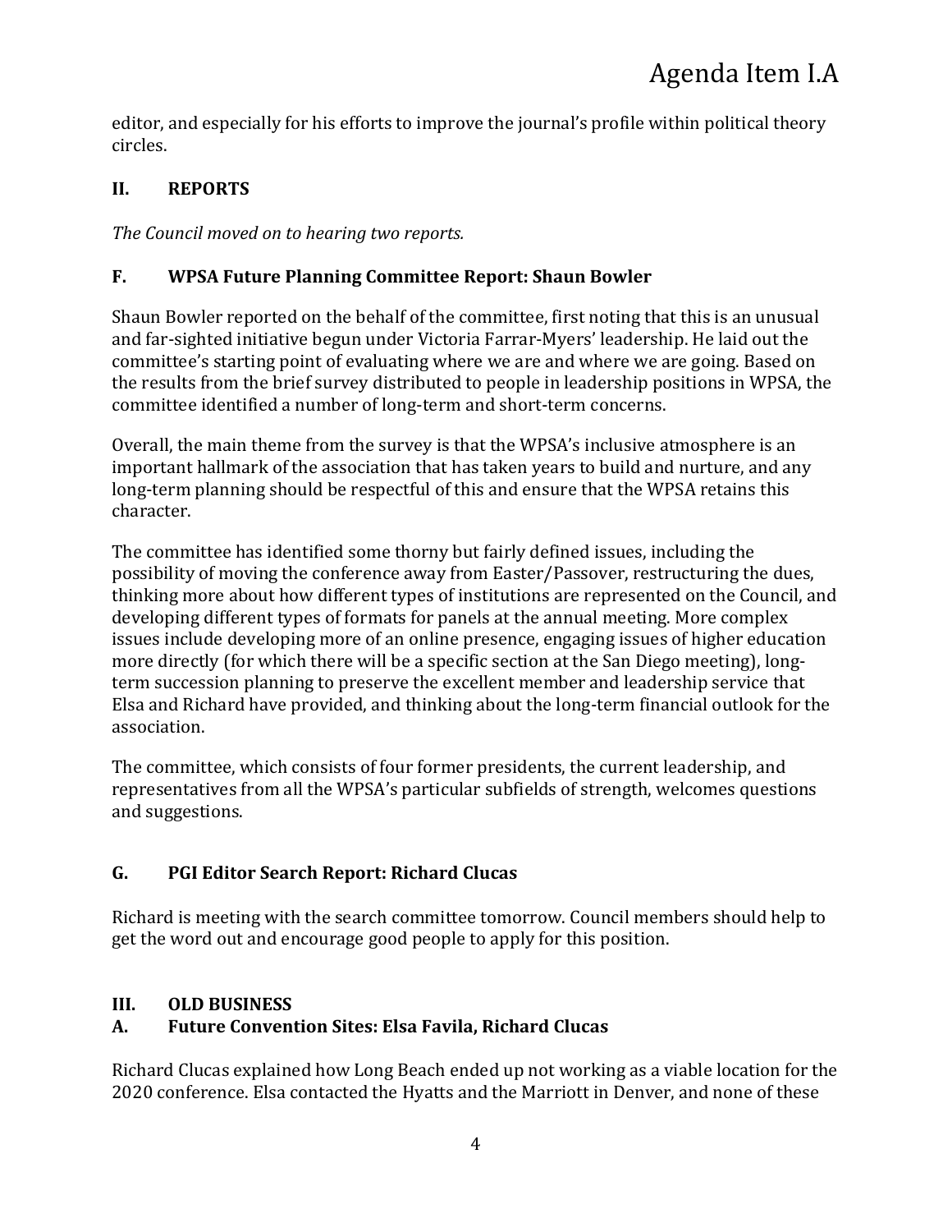editor, and especially for his efforts to improve the journal's profile within political theory circles.

## II. REPORTS

*The Council moved on to hearing two reports.*

### F. WPSA Future Planning Committee Report: Shaun Bowler

Shaun Bowler reported on the behalf of the committee, first noting that this is an unusual and far-sighted initiative begun under Victoria Farrar-Myers' leadership. He laid out the committee's starting point of evaluating where we are and where we are going. Based on the results from the brief survey distributed to people in leadership positions in WPSA, the committee identified a number of long-term and short-term concerns.

Overall, the main theme from the survey is that the WPSA's inclusive atmosphere is an important hallmark of the association that has taken years to build and nurture, and any long-term planning should be respectful of this and ensure that the WPSA retains this character.

The committee has identified some thorny but fairly defined issues, including the possibility of moving the conference away from Easter/Passover, restructuring the dues, thinking more about how different types of institutions are represented on the Council, and developing different types of formats for panels at the annual meeting. More complex issues include developing more of an online presence, engaging issues of higher education more directly (for which there will be a specific section at the San Diego meeting), long-term succession planning to preserve the excellent member and leadership service that Elsa and Richard have provided, and thinking about the long-term financial outlook for the association.

The committee, which consists of four former presidents, the current leadership, and representatives from all the WPSA's particular subfields of strength, welcomes questions and suggestions.

### G. PGI Editor Search Report: Richard Clucas

Richard is meeting with the search committee tomorrow. Council members should help to get the word out and encourage good people to apply for this position.

## III. OLD BUSINESS

### A. Future Convention Sites: Elsa Favila, Richard Clucas

Richard Clucas explained how Long Beach ended up not working as a viable location for the 2020 conference. Elsa contacted the Hyatts and the Marriott in Denver, and none of these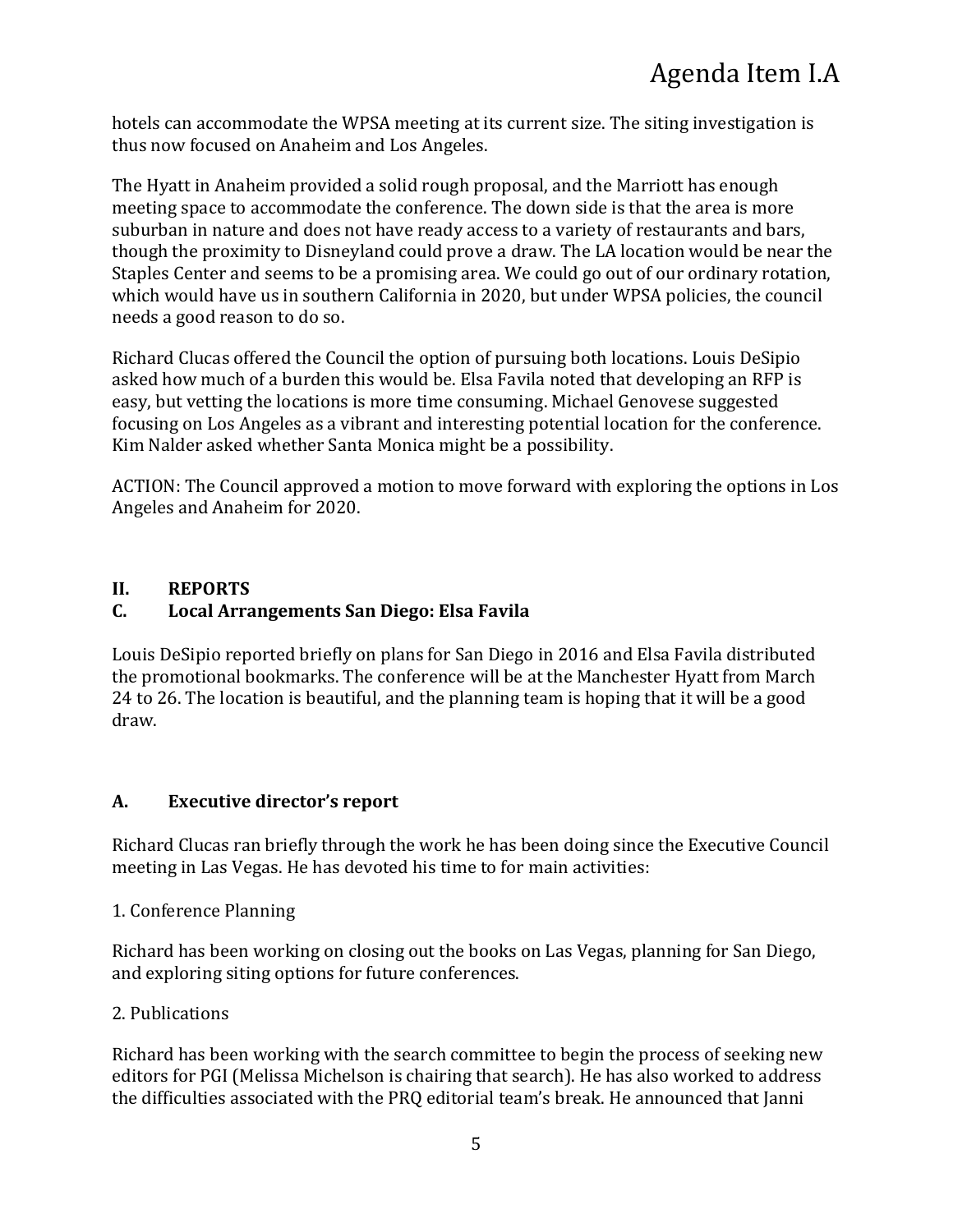hotels can accommodate the WPSA meeting at its current size. The siting investigation is thus now focused on Anaheim and Los Angeles.

The Hyatt in Anaheim provided a solid rough proposal, and the Marriott has enough meeting space to accommodate the conference. The down side is that the area is more suburban in nature and does not have ready access to a variety of restaurants and bars, though the proximity to Disneyland could prove a draw. The LA location would be near the Staples Center and seems to be a promising area. We could go out of our ordinary rotation, which would have us in southern California in 2020, but under WPSA policies, the council needs a good reason to do so.

Richard Clucas offered the Council the option of pursuing both locations. Louis DeSipio asked how much of a burden this would be. Elsa Favila noted that developing an RFP is easy, but vetting the locations is more time consuming. Michael Genovese suggested focusing on Los Angeles as a vibrant and interesting potential location for the conference. Kim Nalder asked whether Santa Monica might be a possibility.

ACTION: The Council approved a motion to move forward with exploring the options in Los Angeles and Anaheim for 2020.

## II. REPORTS

### C. Local Arrangements San Diego: Elsa Favila

Louis DeSipio reported briefly on plans for San Diego in 2016 and Elsa Favila distributed the promotional bookmarks. The conference will be at the Manchester Hyatt from March 24 to 26. The location is beautiful, and the planning team is hoping that it will be a good draw.

### A. Executive director's report

Richard Clucas ran briefly through the work he has been doing since the Executive Council meeting in Las Vegas. He has devoted his time to for main activities:

1. Conference Planning

Richard has been working on closing out the books on Las Vegas, planning for San Diego, and exploring siting options for future conferences.

2. Publications

Richard has been working with the search committee to begin the process of seeking new editors for PGI (Melissa Michelson is chairing that search). He has also worked to address the difficulties associated with the PRQ editorial team's break. He announced that Janni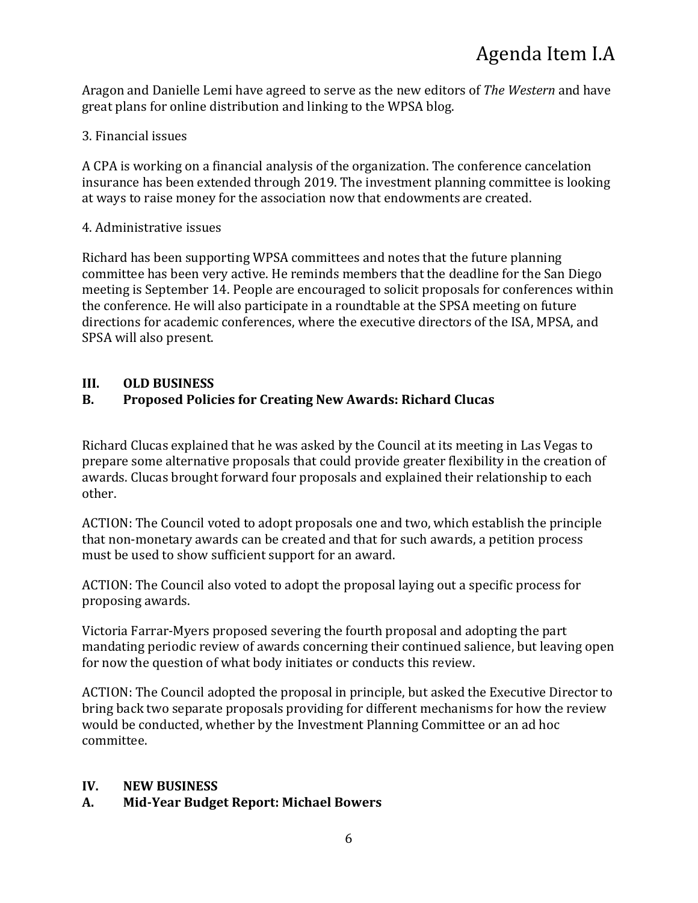Aragon and Danielle Lemi have agreed to serve as the new editors of *The Western* and have great plans for online distribution and linking to the WPSA blog.

3. Financial issues

A CPA is working on a financial analysis of the organization. The conference cancelation insurance has been extended through 2019. The investment planning committee is looking at ways to raise money for the association now that endowments are created.

4. Administrative issues

Richard has been supporting WPSA committees and notes that the future planning committee has been very active. He reminds members that the deadline for the San Diego meeting is September 14. People are encouraged to solicit proposals for conferences within the conference. He will also participate in a roundtable at the SPSA meeting on future directions for academic conferences, where the executive directors of the ISA, MPSA, and SPSA will also present.

## III. OLD BUSINESS

### B. Proposed Policies for Creating New Awards: Richard Clucas

Richard Clucas explained that he was asked by the Council at its meeting in Las Vegas to prepare some alternative proposals that could provide greater flexibility in the creation of awards. Clucas brought forward four proposals and explained their relationship to each other.

ACTION: The Council voted to adopt proposals one and two, which establish the principle that non-monetary awards can be created and that for such awards, a petition process must be used to show sufficient support for an award.

ACTION: The Council also voted to adopt the proposal laying out a specific process for proposing awards.

Victoria Farrar-Myers proposed severing the fourth proposal and adopting the part mandating periodic review of awards concerning their continued salience, but leaving open for now the question of what body initiates or conducts this review.

ACTION: The Council adopted the proposal in principle, but asked the Executive Director to bring back two separate proposals providing for different mechanisms for how the review would be conducted, whether by the Investment Planning Committee or an ad hoc committee.

## IV. NEW BUSINESS

### A. Mid-Year Budget Report: Michael Bowers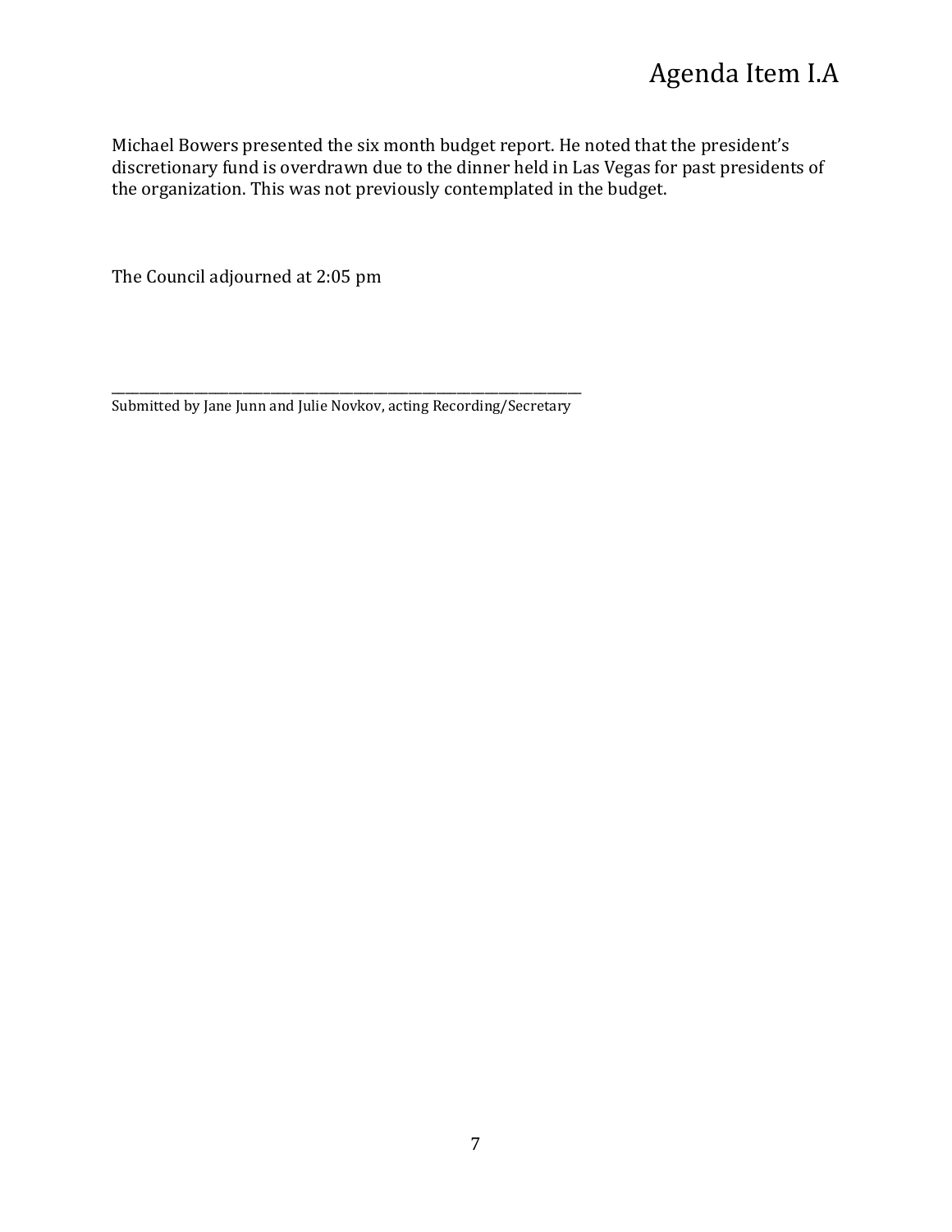Michael Bowers presented the six month budget report. He noted that the president's discretionary fund is overdrawn due to the dinner held in Las Vegas for past presidents of the organization. This was not previously contemplated in the budget.

The Council adjourned at 2:05 pm

______________________________________________________________

Submitted by Jane Junn and Julie Novkov, acting Recording/Secretary